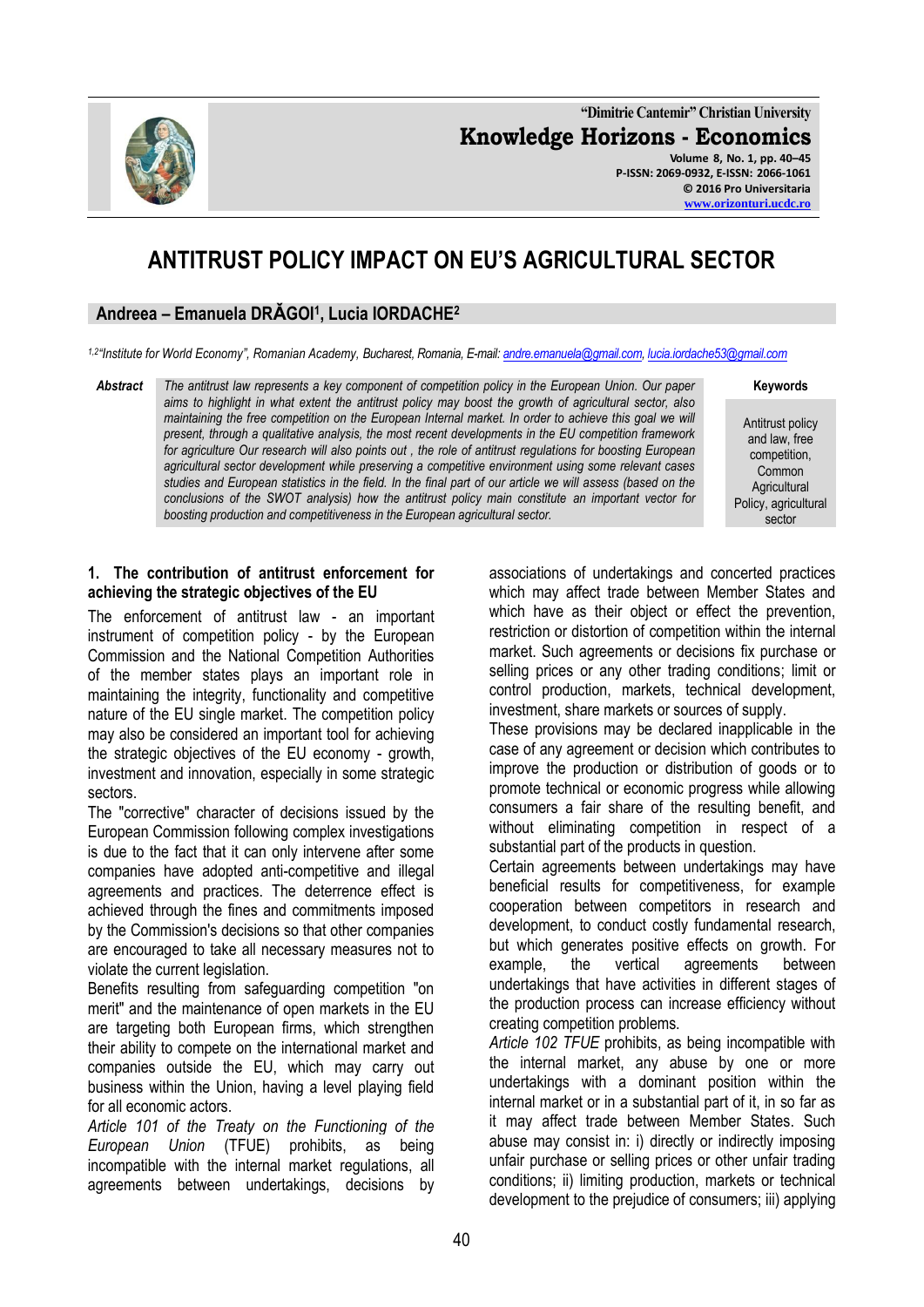# ANTITRUST POLICY IMPACT ON EU'S AGRICULTURAL SECTOR

**Andreea – Emanuela DRĂGOI[1], Lucia IORDACHE[2]**

*[1,2]"Institute for World Economy", Romanian Academy, Bucharest, Romania, E-mail: andre.emanuela@gmail.com, lucia.iordache53@gmail.com*

**Abstract** *The antitrust law represents a key component of competition policy in the European Union. Our paper aims to highlight in what extent the antitrust policy may boost the growth of agricultural sector, also maintaining the free competition on the European Internal market. In order to achieve this goal we will present, through a qualitative analysis, the most recent developments in the EU competition framework for agriculture Our research will also points out , the role of antitrust regulations for boosting European agricultural sector development while preserving a competitive environment using some relevant cases studies and European statistics in the field. In the final part of our article we will assess (based on the conclusions of the SWOT analysis) how the antitrust policy main constitute an important vector for boosting production and competitiveness in the European agricultural sector.*

**Keywords**

Antitrust policy and law, free competition, Common Agricultural Policy, agricultural sector

## 1. The contribution of antitrust enforcement for achieving the strategic objectives of the EU

The enforcement of antitrust law - an important instrument of competition policy - by the European Commission and the National Competition Authorities of the member states plays an important role in maintaining the integrity, functionality and competitive nature of the EU single market. The competition policy may also be considered an important tool for achieving the strategic objectives of the EU economy - growth, investment and innovation, especially in some strategic sectors.

The "corrective" character of decisions issued by the European Commission following complex investigations is due to the fact that it can only intervene after some companies have adopted anti-competitive and illegal agreements and practices. The deterrence effect is achieved through the fines and commitments imposed by the Commission's decisions so that other companies are encouraged to take all necessary measures not to violate the current legislation.

Benefits resulting from safeguarding competition "on merit" and the maintenance of open markets in the EU are targeting both European firms, which strengthen their ability to compete on the international market and companies outside the EU, which may carry out business within the Union, having a level playing field for all economic actors.

*Article 101 of the Treaty on the Functioning of the European Union* (TFUE) prohibits, as being incompatible with the internal market regulations, all agreements between undertakings, decisions by associations of undertakings and concerted practices which may affect trade between Member States and which have as their object or effect the prevention, restriction or distortion of competition within the internal market. Such agreements or decisions fix purchase or selling prices or any other trading conditions; limit or control production, markets, technical development, investment, share markets or sources of supply.

These provisions may be declared inapplicable in the case of any agreement or decision which contributes to improve the production or distribution of goods or to promote technical or economic progress while allowing consumers a fair share of the resulting benefit, and without eliminating competition in respect of a substantial part of the products in question.

Certain agreements between undertakings may have beneficial results for competitiveness, for example cooperation between competitors in research and development, to conduct costly fundamental research, but which generates positive effects on growth. For example, the vertical agreements between undertakings that have activities in different stages of the production process can increase efficiency without creating competition problems.

*Article 102 TFUE* prohibits, as being incompatible with the internal market, any abuse by one or more undertakings with a dominant position within the internal market or in a substantial part of it, in so far as it may affect trade between Member States. Such abuse may consist in: i) directly or indirectly imposing unfair purchase or selling prices or other unfair trading conditions; ii) limiting production, markets or technical development to the prejudice of consumers; iii) applying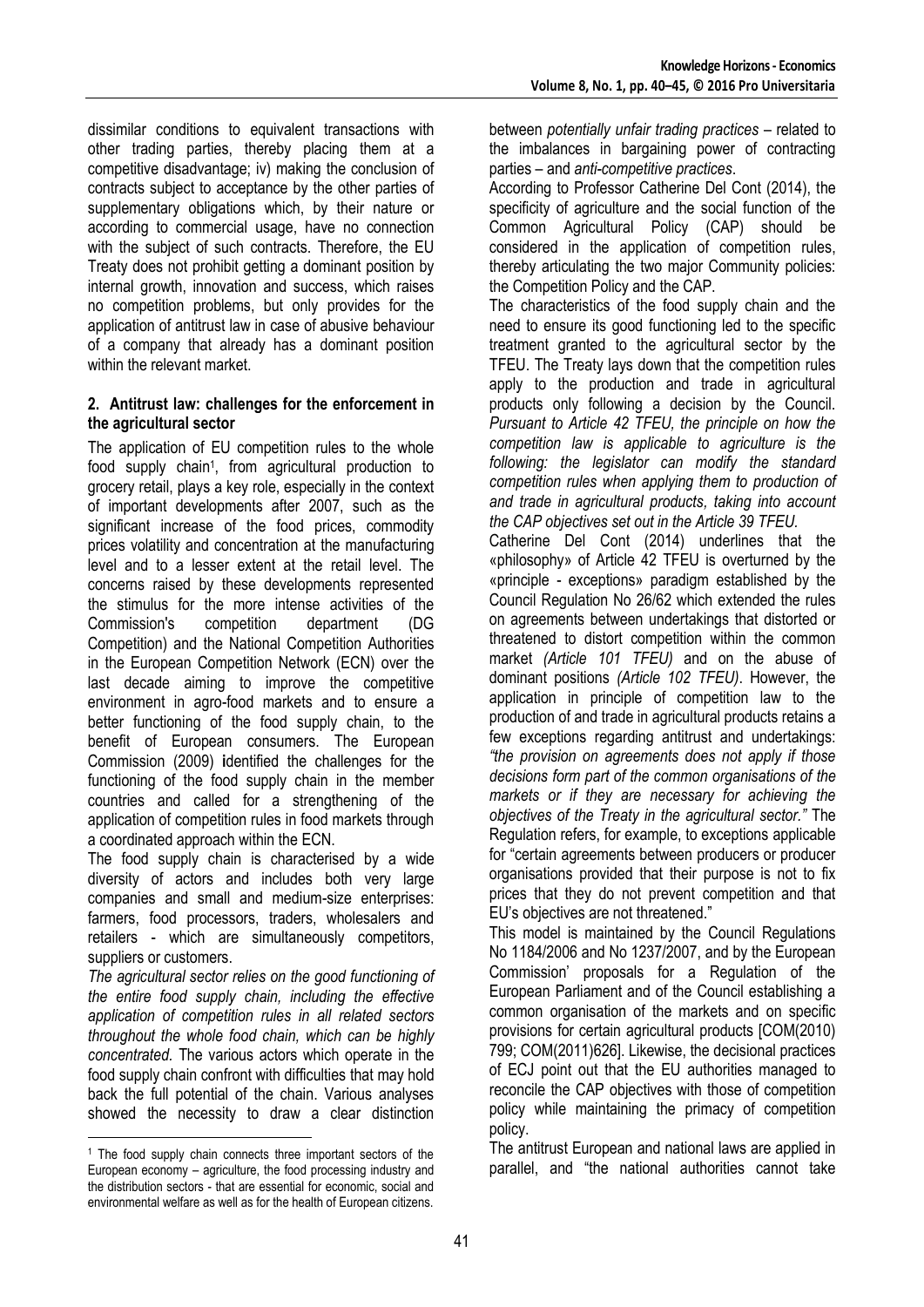dissimilar conditions to equivalent transactions with other trading parties, thereby placing them at a competitive disadvantage; iv) making the conclusion of contracts subject to acceptance by the other parties of supplementary obligations which, by their nature or according to commercial usage, have no connection with the subject of such contracts. Therefore, the EU Treaty does not prohibit getting a dominant position by internal growth, innovation and success, which raises no competition problems, but only provides for the application of antitrust law in case of abusive behaviour of a company that already has a dominant position within the relevant market.

## 2. Antitrust law: challenges for the enforcement in the agricultural sector

The application of EU competition rules to the whole food supply chain[1], from agricultural production to grocery retail, plays a key role, especially in the context of important developments after 2007, such as the significant increase of the food prices, commodity prices volatility and concentration at the manufacturing level and to a lesser extent at the retail level. The concerns raised by these developments represented the stimulus for the more intense activities of the Commission's competition department (DG Competition) and the National Competition Authorities in the European Competition Network (ECN) over the last decade aiming to improve the competitive environment in agro-food markets and to ensure a better functioning of the food supply chain, to the benefit of European consumers. The European Commission (2009) identified the challenges for the functioning of the food supply chain in the member countries and called for a strengthening of the application of competition rules in food markets through a coordinated approach within the ECN.

The food supply chain is characterised by a wide diversity of actors and includes both very large companies and small and medium-size enterprises: farmers, food processors, traders, wholesalers and retailers - which are simultaneously competitors, suppliers or customers.

*The agricultural sector relies on the good functioning of the entire food supply chain, including the effective application of competition rules in all related sectors throughout the whole food chain, which can be highly concentrated.* The various actors which operate in the food supply chain confront with difficulties that may hold back the full potential of the chain. Various analyses showed the necessity to draw a clear distinction between *potentially unfair trading practices* – related to the imbalances in bargaining power of contracting parties – and *anti-competitive practices*.

According to Professor Catherine Del Cont (2014), the specificity of agriculture and the social function of the Common Agricultural Policy (CAP) should be considered in the application of competition rules, thereby articulating the two major Community policies: the Competition Policy and the CAP.

The characteristics of the food supply chain and the need to ensure its good functioning led to the specific treatment granted to the agricultural sector by the TFEU. The Treaty lays down that the competition rules apply to the production and trade in agricultural products only following a decision by the Council. *Pursuant to Article 42 TFEU, the principle on how the competition law is applicable to agriculture is the following: the legislator can modify the standard competition rules when applying them to production of and trade in agricultural products, taking into account the CAP objectives set out in the Article 39 TFEU.*

Catherine Del Cont (2014) underlines that the «philosophy» of Article 42 TFEU is overturned by the «principle - exceptions» paradigm established by the Council Regulation No 26/62 which extended the rules on agreements between undertakings that distorted or threatened to distort competition within the common market *(Article 101 TFEU)* and on the abuse of dominant positions *(Article 102 TFEU)*. However, the application in principle of competition law to the production of and trade in agricultural products retains a few exceptions regarding antitrust and undertakings: *"the provision on agreements does not apply if those decisions form part of the common organisations of the markets or if they are necessary for achieving the objectives of the Treaty in the agricultural sector."* The Regulation refers, for example, to exceptions applicable for "certain agreements between producers or producer organisations provided that their purpose is not to fix prices that they do not prevent competition and that EU's objectives are not threatened."

This model is maintained by the Council Regulations No 1184/2006 and No 1237/2007, and by the European Commission' proposals for a Regulation of the European Parliament and of the Council establishing a common organisation of the markets and on specific provisions for certain agricultural products [COM(2010) 799; COM(2011)626]. Likewise, the decisional practices of ECJ point out that the EU authorities managed to reconcile the CAP objectives with those of competition policy while maintaining the primacy of competition policy.

The antitrust European and national laws are applied in parallel, and "the national authorities cannot take

[1] The food supply chain connects three important sectors of the European economy – agriculture, the food processing industry and the distribution sectors - that are essential for economic, social and environmental welfare as well as for the health of European citizens.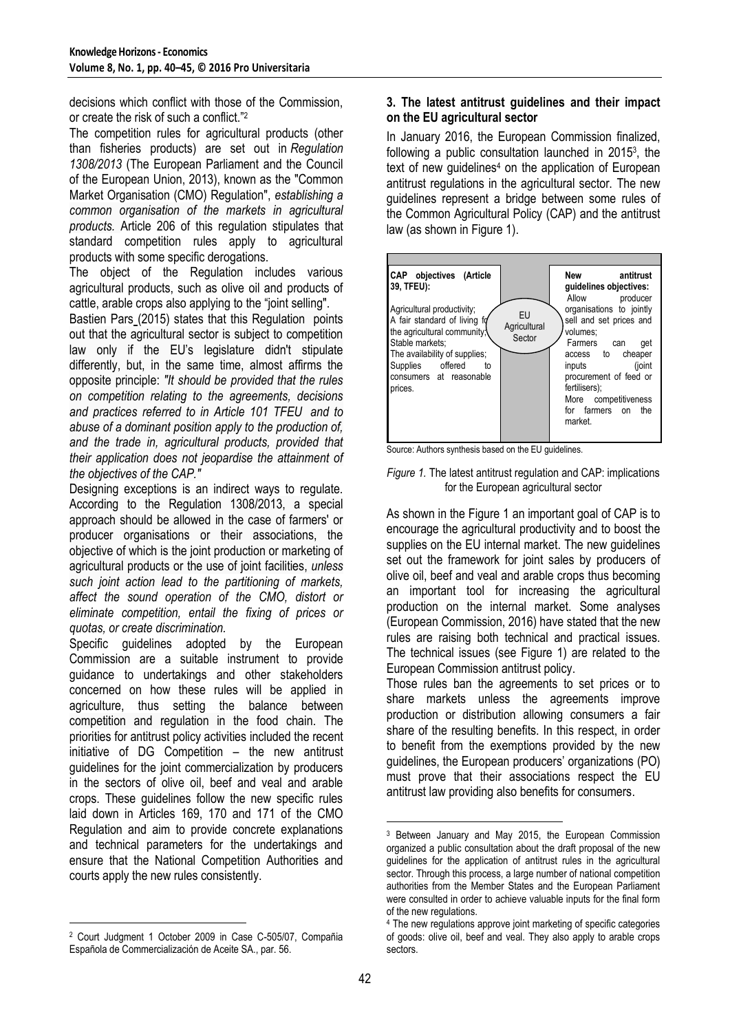decisions which conflict with those of the Commission, or create the risk of such a conflict."[2]

The competition rules for agricultural products (other than fisheries products) are set out in *Regulation 1308/2013* (The European Parliament and the Council of the European Union, 2013), known as the "Common Market Organisation (CMO) Regulation", *establishing a common organisation of the markets in agricultural products.* Article 206 of this regulation stipulates that standard competition rules apply to agricultural products with some specific derogations.

The object of the Regulation includes various agricultural products, such as olive oil and products of cattle, arable crops also applying to the "joint selling".

Bastien Pars (2015) states that this Regulation points out that the agricultural sector is subject to competition law only if the EU's legislature didn't stipulate differently, but, in the same time, almost affirms the opposite principle: *"It should be provided that the rules on competition relating to the agreements, decisions and practices referred to in Article 101 TFEU and to abuse of a dominant position apply to the production of, and the trade in, agricultural products, provided that their application does not jeopardise the attainment of the objectives of the CAP."*

Designing exceptions is an indirect ways to regulate. According to the Regulation 1308/2013, a special approach should be allowed in the case of farmers' or producer organisations or their associations, the objective of which is the joint production or marketing of agricultural products or the use of joint facilities, *unless such joint action lead to the partitioning of markets, affect the sound operation of the CMO, distort or eliminate competition, entail the fixing of prices or quotas, or create discrimination.*

Specific guidelines adopted by the European Commission are a suitable instrument to provide guidance to undertakings and other stakeholders concerned on how these rules will be applied in agriculture, thus setting the balance between competition and regulation in the food chain. The priorities for antitrust policy activities included the recent initiative of DG Competition – the new antitrust guidelines for the joint commercialization by producers in the sectors of olive oil, beef and veal and arable crops. These guidelines follow the new specific rules laid down in Articles 169, 170 and 171 of the CMO Regulation and aim to provide concrete explanations and technical parameters for the undertakings and ensure that the National Competition Authorities and courts apply the new rules consistently.

## 3. The latest antitrust guidelines and their impact on the EU agricultural sector

In January 2016, the European Commission finalized, following a public consultation launched in 2015[3], the text of new guidelines[4] on the application of European antitrust regulations in the agricultural sector. The new guidelines represent a bridge between some rules of the Common Agricultural Policy (CAP) and the antitrust law (as shown in Figure 1).

| CAP objectives (Article 39, TFEU): | | New antitrust guidelines objectives: |
|---|---|---|
| Agricultural productivity; A fair standard of living for the agricultural community; Stable markets; The availability of supplies; Supplies offered to consumers at reasonable prices. | EU Agricultural Sector | Allow producer organisations to jointly sell and set prices and volumes; Farmers can get access to cheaper inputs (joint procurement of feed or fertilisers); More competitiveness for farmers on the market. |

Source: Authors synthesis based on the EU guidelines.

*Figure 1.* The latest antitrust regulation and CAP: implications for the European agricultural sector

As shown in the Figure 1 an important goal of CAP is to encourage the agricultural productivity and to boost the supplies on the EU internal market. The new guidelines set out the framework for joint sales by producers of olive oil, beef and veal and arable crops thus becoming an important tool for increasing the agricultural production on the internal market. Some analyses (European Commission, 2016) have stated that the new rules are raising both technical and practical issues. The technical issues (see Figure 1) are related to the European Commission antitrust policy.

Those rules ban the agreements to set prices or to share markets unless the agreements improve production or distribution allowing consumers a fair share of the resulting benefits. In this respect, in order to benefit from the exemptions provided by the new guidelines, the European producers' organizations (PO) must prove that their associations respect the EU antitrust law providing also benefits for consumers.

---

[2] Court Judgment 1 October 2009 in Case C-505/07, Compañia Española de Commercialización de Aceite SA., par. 56.

[3] Between January and May 2015, the European Commission organized a public consultation about the draft proposal of the new guidelines for the application of antitrust rules in the agricultural sector. Through this process, a large number of national competition authorities from the Member States and the European Parliament were consulted in order to achieve valuable inputs for the final form of the new regulations.

[4] The new regulations approve joint marketing of specific categories of goods: olive oil, beef and veal. They also apply to arable crops sectors.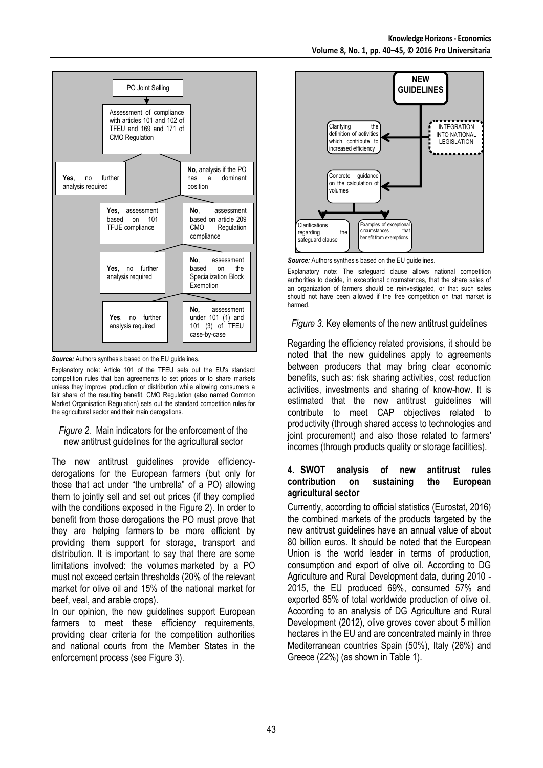PO Joint Selling

Assessment of compliance with articles 101 and 102 of TFEU and 169 and 171 of CMO Regulation

**Yes**, no further analysis required

**No**, analysis if the PO has a dominant position

**Yes**, assessment based on 101 TFUE compliance

**No**, assessment based on article 209 CMO Regulation compliance

**Yes**, no further analysis required

**No**, assessment based on the Specialization Block Exemption

**Yes**, no further analysis required

**No,** assessment under 101 (1) and 101 (3) of TFEU case-by-case

***Source:*** Authors synthesis based on the EU guidelines.

Explanatory note: Article 101 of the TFEU sets out the EU's standard competition rules that ban agreements to set prices or to share markets unless they improve production or distribution while allowing consumers a fair share of the resulting benefit. CMO Regulation (also named Common Market Organisation Regulation) sets out the standard competition rules for the agricultural sector and their main derogations.

*Figure 2.* Main indicators for the enforcement of the new antitrust guidelines for the agricultural sector

The new antitrust guidelines provide efficiency-derogations for the European farmers (but only for those that act under "the umbrella" of a PO) allowing them to jointly sell and set out prices (if they complied with the conditions exposed in the Figure 2). In order to benefit from those derogations the PO must prove that they are helping farmers to be more efficient by providing them support for storage, transport and distribution. It is important to say that there are some limitations involved: the volumes marketed by a PO must not exceed certain thresholds (20% of the relevant market for olive oil and 15% of the national market for beef, veal, and arable crops).

In our opinion, the new guidelines support European farmers to meet these efficiency requirements, providing clear criteria for the competition authorities and national courts from the Member States in the enforcement process (see Figure 3).

**NEW GUIDELINES**

Clarifying the definition of activities which contribute to increased efficiency

INTEGRATION INTO NATIONAL LEGISLATION

Concrete guidance on the calculation of volumes

Clarifications regarding the safeguard clause

Examples of exceptional circumstances that benefit from exemptions

***Source:*** Authors synthesis based on the EU guidelines.

Explanatory note: The safeguard clause allows national competition authorities to decide, in exceptional circumstances, that the share sales of an organization of farmers should be reinvestigated, or that such sales should not have been allowed if the free competition on that market is harmed.

*Figure 3.* Key elements of the new antitrust guidelines

Regarding the efficiency related provisions, it should be noted that the new guidelines apply to agreements between producers that may bring clear economic benefits, such as: risk sharing activities, cost reduction activities, investments and sharing of know-how. It is estimated that the new antitrust guidelines will contribute to meet CAP objectives related to productivity (through shared access to technologies and joint procurement) and also those related to farmers' incomes (through products quality or storage facilities).

## 4. SWOT analysis of new antitrust rules contribution on sustaining the European agricultural sector

Currently, according to official statistics (Eurostat, 2016) the combined markets of the products targeted by the new antitrust guidelines have an annual value of about 80 billion euros. It should be noted that the European Union is the world leader in terms of production, consumption and export of olive oil. According to DG Agriculture and Rural Development data, during 2010 - 2015, the EU produced 69%, consumed 57% and exported 65% of total worldwide production of olive oil. According to an analysis of DG Agriculture and Rural Development (2012), olive groves cover about 5 million hectares in the EU and are concentrated mainly in three Mediterranean countries Spain (50%), Italy (26%) and Greece (22%) (as shown in Table 1).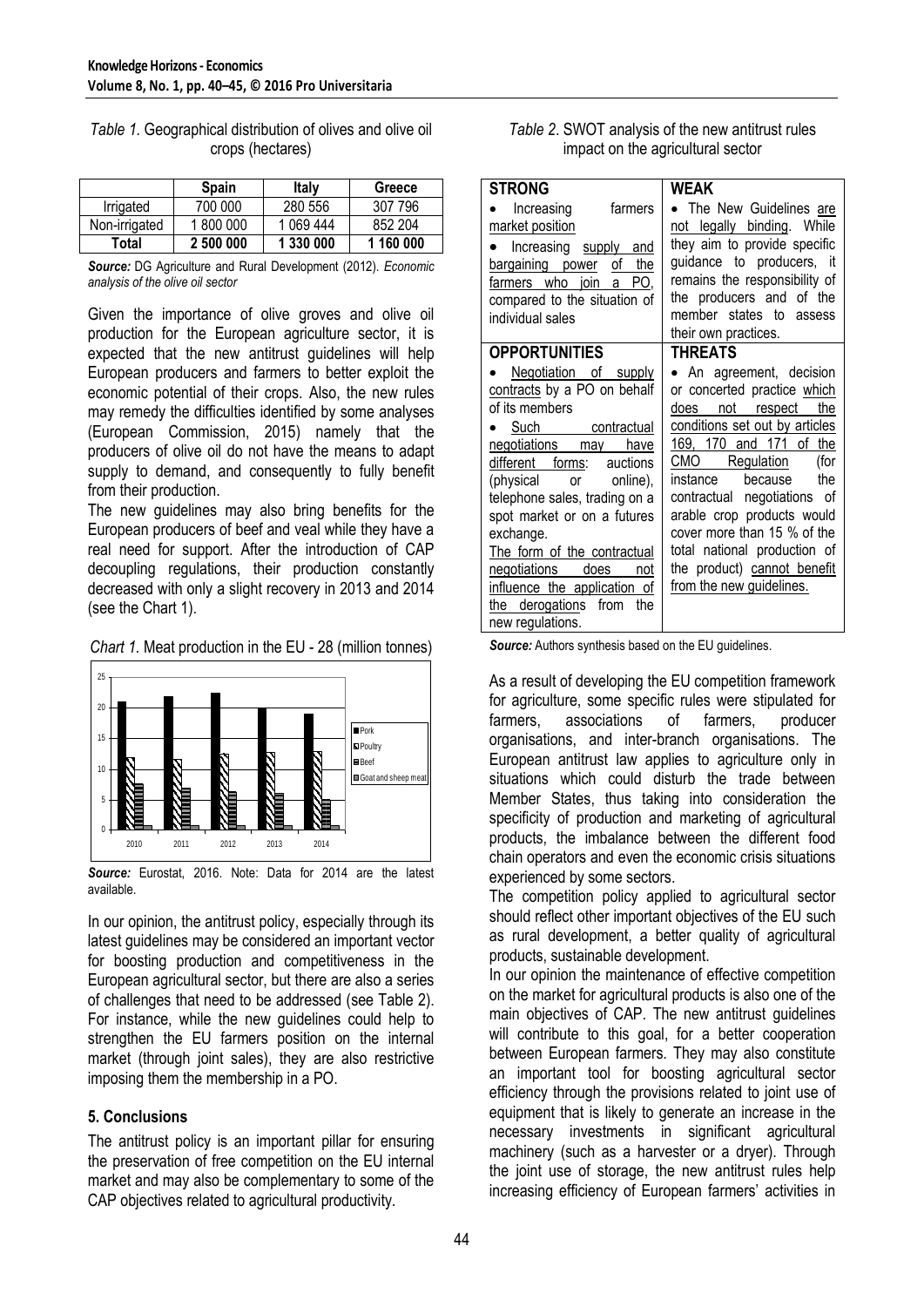*Table 1.* Geographical distribution of olives and olive oil crops (hectares)

| | Spain | Italy | Greece |
|---|---|---|---|
| Irrigated | 700 000 | 280 556 | 307 796 |
| Non-irrigated | 1 800 000 | 1 069 444 | 852 204 |
| **Total** | **2 500 000** | **1 330 000** | **1 160 000** |

***Source:*** DG Agriculture and Rural Development (2012). *Economic analysis of the olive oil sector*

Given the importance of olive groves and olive oil production for the European agriculture sector, it is expected that the new antitrust guidelines will help European producers and farmers to better exploit the economic potential of their crops. Also, the new rules may remedy the difficulties identified by some analyses (European Commission, 2015) namely that the producers of olive oil do not have the means to adapt supply to demand, and consequently to fully benefit from their production.

The new guidelines may also bring benefits for the European producers of beef and veal while they have a real need for support. After the introduction of CAP decoupling regulations, their production constantly decreased with only a slight recovery in 2013 and 2014 (see the Chart 1).

*Chart 1.* Meat production in the EU - 28 (million tonnes)

***Source:*** Eurostat, 2016. Note: Data for 2014 are the latest available.

In our opinion, the antitrust policy, especially through its latest guidelines may be considered an important vector for boosting production and competitiveness in the European agricultural sector, but there are also a series of challenges that need to be addressed (see Table 2). For instance, while the new guidelines could help to strengthen the EU farmers position on the internal market (through joint sales), they are also restrictive imposing them the membership in a PO.

## 5. Conclusions

The antitrust policy is an important pillar for ensuring the preservation of free competition on the EU internal market and may also be complementary to some of the CAP objectives related to agricultural productivity.

*Table 2.* SWOT analysis of the new antitrust rules impact on the agricultural sector

| **STRONG** | **WEAK** |
|---|---|
| • Increasing farmers market position<br>• Increasing supply and bargaining power of the farmers who join a PO, compared to the situation of individual sales | • The New Guidelines are not legally binding. While they aim to provide specific guidance to producers, it remains the responsibility of the producers and of the member states to assess their own practices. |
| **OPPORTUNITIES** | **THREATS** |
| • Negotiation of supply contracts by a PO on behalf of its members<br>• Such contractual negotiations may have different forms: auctions (physical or online), telephone sales, trading on a spot market or on a futures exchange.<br>The form of the contractual negotiations does not influence the application of the derogations from the new regulations. | • An agreement, decision or concerted practice which does not respect the conditions set out by articles 169, 170 and 171 of the CMO Regulation (for instance because the contractual negotiations of arable crop products would cover more than 15 % of the total national production of the product) cannot benefit from the new guidelines. |

***Source:*** Authors synthesis based on the EU guidelines.

As a result of developing the EU competition framework for agriculture, some specific rules were stipulated for farmers, associations of farmers, producer organisations, and inter-branch organisations. The European antitrust law applies to agriculture only in situations which could disturb the trade between Member States, thus taking into consideration the specificity of production and marketing of agricultural products, the imbalance between the different food chain operators and even the economic crisis situations experienced by some sectors.

The competition policy applied to agricultural sector should reflect other important objectives of the EU such as rural development, a better quality of agricultural products, sustainable development.

In our opinion the maintenance of effective competition on the market for agricultural products is also one of the main objectives of CAP. The new antitrust guidelines will contribute to this goal, for a better cooperation between European farmers. They may also constitute an important tool for boosting agricultural sector efficiency through the provisions related to joint use of equipment that is likely to generate an increase in the necessary investments in significant agricultural machinery (such as a harvester or a dryer). Through the joint use of storage, the new antitrust rules help increasing efficiency of European farmers' activities in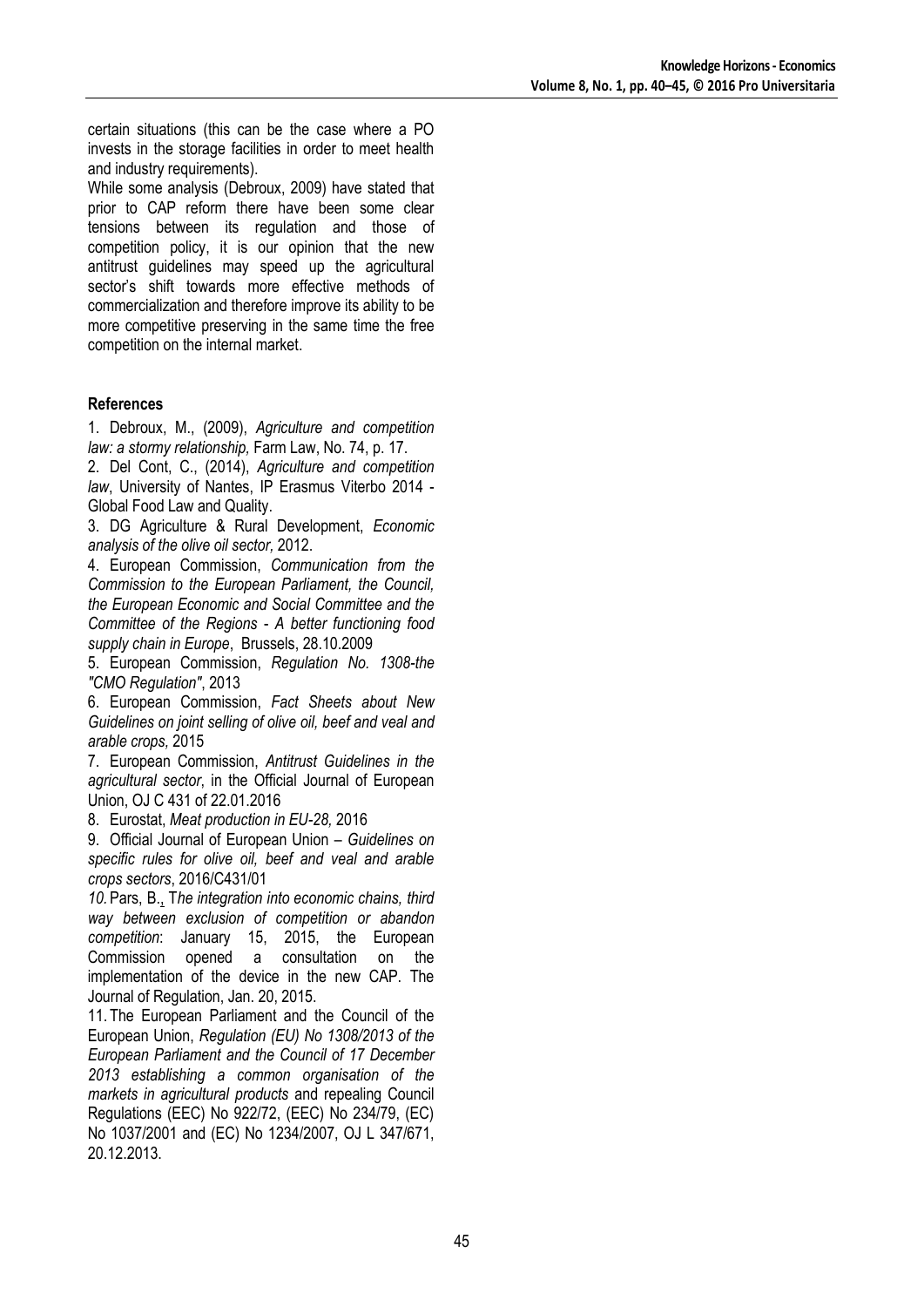certain situations (this can be the case where a PO invests in the storage facilities in order to meet health and industry requirements).

While some analysis (Debroux, 2009) have stated that prior to CAP reform there have been some clear tensions between its regulation and those of competition policy, it is our opinion that the new antitrust guidelines may speed up the agricultural sector's shift towards more effective methods of commercialization and therefore improve its ability to be more competitive preserving in the same time the free competition on the internal market.

## References

1. Debroux, M., (2009), *Agriculture and competition law: a stormy relationship*, Farm Law, No. 74, p. 17.
2. Del Cont, C., (2014), *Agriculture and competition law*, University of Nantes, IP Erasmus Viterbo 2014 - Global Food Law and Quality.
3. DG Agriculture & Rural Development, *Economic analysis of the olive oil sector,* 2012.
4. European Commission, *Communication from the Commission to the European Parliament, the Council, the European Economic and Social Committee and the Committee of the Regions - A better functioning food supply chain in Europe*, Brussels, 28.10.2009
5. European Commission, *Regulation No. 1308-the "CMO Regulation"*, 2013
6. European Commission, *Fact Sheets about New Guidelines on joint selling of olive oil, beef and veal and arable crops,* 2015
7. European Commission, *Antitrust Guidelines in the agricultural sector*, in the Official Journal of European Union, OJ C 431 of 22.01.2016
8. Eurostat, *Meat production in EU-28,* 2016
9. Official Journal of European Union – *Guidelines on specific rules for olive oil, beef and veal and arable crops sectors*, 2016/C431/01
10. Pars, B., T*he integration into economic chains, third way between exclusion of competition or abandon competition*: January 15, 2015, the European Commission opened a consultation on the implementation of the device in the new CAP. The Journal of Regulation, Jan. 20, 2015.
11. The European Parliament and the Council of the European Union, *Regulation (EU) No 1308/2013 of the European Parliament and the Council of 17 December 2013 establishing a common organisation of the markets in agricultural products* and repealing Council Regulations (EEC) No 922/72, (EEC) No 234/79, (EC) No 1037/2001 and (EC) No 1234/2007, OJ L 347/671, 20.12.2013.